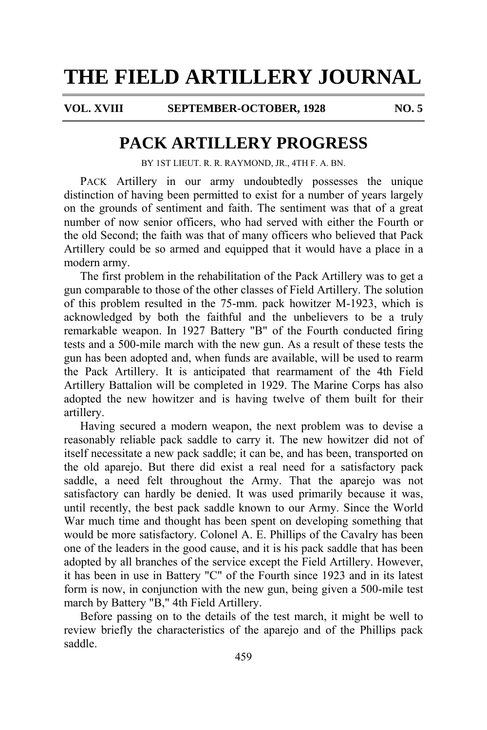# THE FIELD ARTILLERY JOURNAL

**VOL. XVIII SEPTEMBER-OCTOBER, 1928 NO. 5**

## PACK ARTILLERY PROGRESS

BY 1ST LIEUT. R. R. RAYMOND, JR., 4TH F. A. BN.

PACK Artillery in our army undoubtedly possesses the unique distinction of having been permitted to exist for a number of years largely on the grounds of sentiment and faith. The sentiment was that of a great number of now senior officers, who had served with either the Fourth or the old Second; the faith was that of many officers who believed that Pack Artillery could be so armed and equipped that it would have a place in a modern army.

The first problem in the rehabilitation of the Pack Artillery was to get a gun comparable to those of the other classes of Field Artillery. The solution of this problem resulted in the 75-mm. pack howitzer M-1923, which is acknowledged by both the faithful and the unbelievers to be a truly remarkable weapon. In 1927 Battery "B" of the Fourth conducted firing tests and a 500-mile march with the new gun. As a result of these tests the gun has been adopted and, when funds are available, will be used to rearm the Pack Artillery. It is anticipated that rearmament of the 4th Field Artillery Battalion will be completed in 1929. The Marine Corps has also adopted the new howitzer and is having twelve of them built for their artillery.

Having secured a modern weapon, the next problem was to devise a reasonably reliable pack saddle to carry it. The new howitzer did not of itself necessitate a new pack saddle; it can be, and has been, transported on the old aparejo. But there did exist a real need for a satisfactory pack saddle, a need felt throughout the Army. That the aparejo was not satisfactory can hardly be denied. It was used primarily because it was, until recently, the best pack saddle known to our Army. Since the World War much time and thought has been spent on developing something that would be more satisfactory. Colonel A. E. Phillips of the Cavalry has been one of the leaders in the good cause, and it is his pack saddle that has been adopted by all branches of the service except the Field Artillery. However, it has been in use in Battery "C" of the Fourth since 1923 and in its latest form is now, in conjunction with the new gun, being given a 500-mile test march by Battery "B," 4th Field Artillery.

Before passing on to the details of the test march, it might be well to review briefly the characteristics of the aparejo and of the Phillips pack saddle.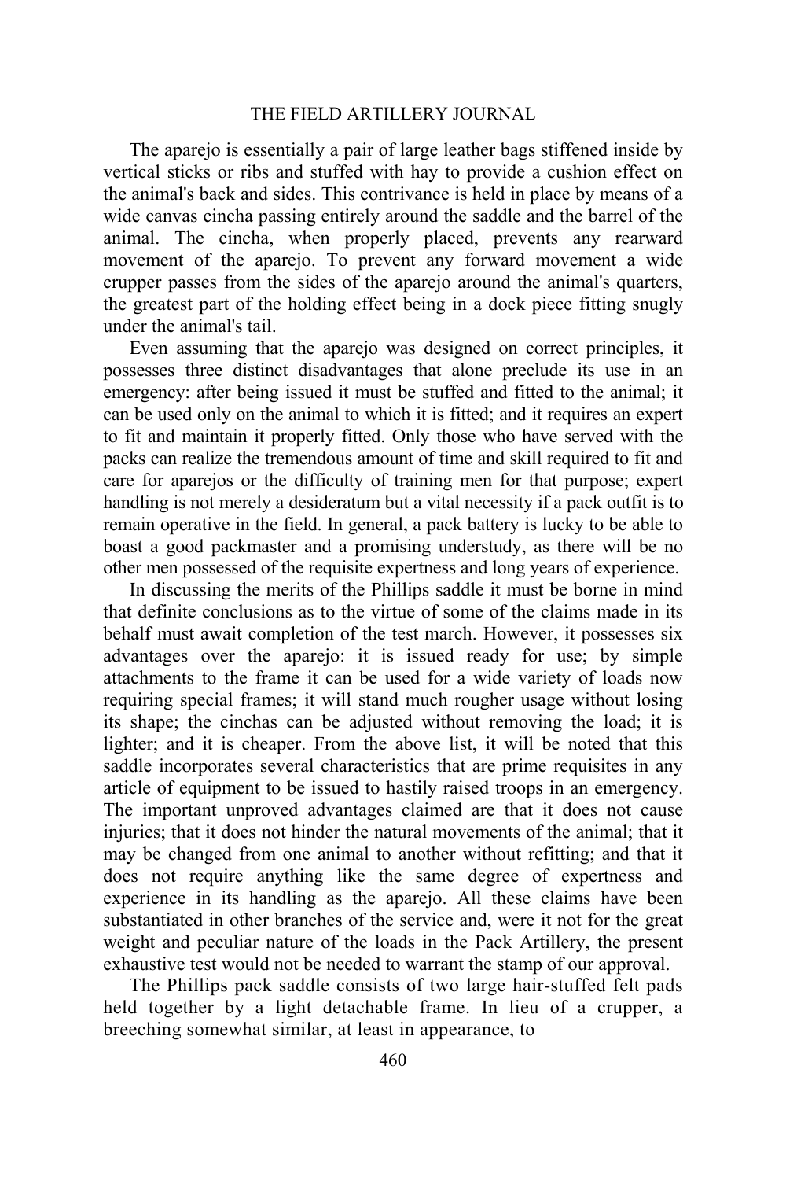The aparejo is essentially a pair of large leather bags stiffened inside by vertical sticks or ribs and stuffed with hay to provide a cushion effect on the animal's back and sides. This contrivance is held in place by means of a wide canvas cincha passing entirely around the saddle and the barrel of the animal. The cincha, when properly placed, prevents any rearward movement of the aparejo. To prevent any forward movement a wide crupper passes from the sides of the aparejo around the animal's quarters, the greatest part of the holding effect being in a dock piece fitting snugly under the animal's tail.

Even assuming that the aparejo was designed on correct principles, it possesses three distinct disadvantages that alone preclude its use in an emergency: after being issued it must be stuffed and fitted to the animal; it can be used only on the animal to which it is fitted; and it requires an expert to fit and maintain it properly fitted. Only those who have served with the packs can realize the tremendous amount of time and skill required to fit and care for aparejos or the difficulty of training men for that purpose; expert handling is not merely a desideratum but a vital necessity if a pack outfit is to remain operative in the field. In general, a pack battery is lucky to be able to boast a good packmaster and a promising understudy, as there will be no other men possessed of the requisite expertness and long years of experience.

In discussing the merits of the Phillips saddle it must be borne in mind that definite conclusions as to the virtue of some of the claims made in its behalf must await completion of the test march. However, it possesses six advantages over the aparejo: it is issued ready for use; by simple attachments to the frame it can be used for a wide variety of loads now requiring special frames; it will stand much rougher usage without losing its shape; the cinchas can be adjusted without removing the load; it is lighter; and it is cheaper. From the above list, it will be noted that this saddle incorporates several characteristics that are prime requisites in any article of equipment to be issued to hastily raised troops in an emergency. The important unproved advantages claimed are that it does not cause injuries; that it does not hinder the natural movements of the animal; that it may be changed from one animal to another without refitting; and that it does not require anything like the same degree of expertness and experience in its handling as the aparejo. All these claims have been substantiated in other branches of the service and, were it not for the great weight and peculiar nature of the loads in the Pack Artillery, the present exhaustive test would not be needed to warrant the stamp of our approval.

The Phillips pack saddle consists of two large hair-stuffed felt pads held together by a light detachable frame. In lieu of a crupper, a breeching somewhat similar, at least in appearance, to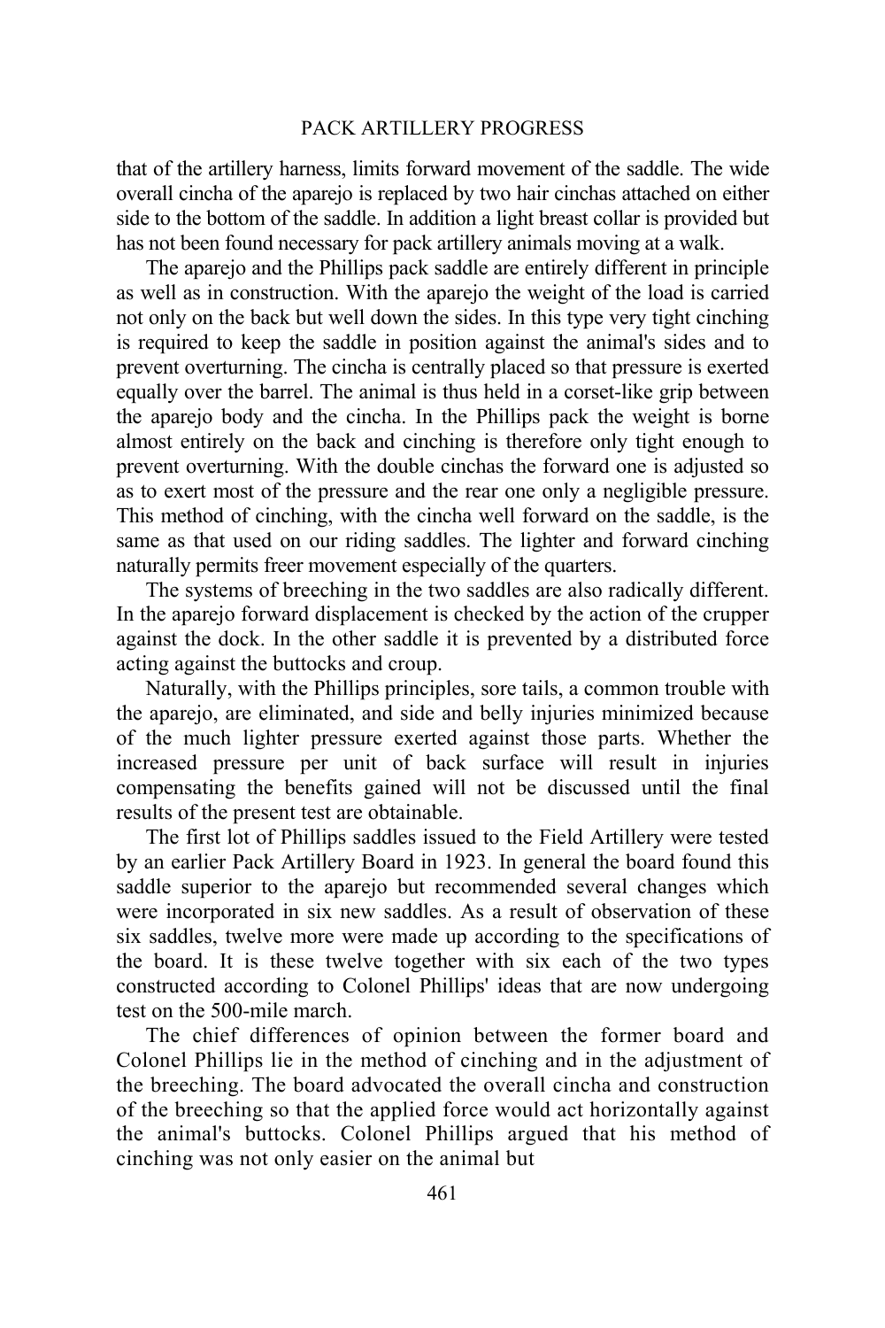that of the artillery harness, limits forward movement of the saddle. The wide overall cincha of the aparejo is replaced by two hair cinchas attached on either side to the bottom of the saddle. In addition a light breast collar is provided but has not been found necessary for pack artillery animals moving at a walk.

The aparejo and the Phillips pack saddle are entirely different in principle as well as in construction. With the aparejo the weight of the load is carried not only on the back but well down the sides. In this type very tight cinching is required to keep the saddle in position against the animal's sides and to prevent overturning. The cincha is centrally placed so that pressure is exerted equally over the barrel. The animal is thus held in a corset-like grip between the aparejo body and the cincha. In the Phillips pack the weight is borne almost entirely on the back and cinching is therefore only tight enough to prevent overturning. With the double cinchas the forward one is adjusted so as to exert most of the pressure and the rear one only a negligible pressure. This method of cinching, with the cincha well forward on the saddle, is the same as that used on our riding saddles. The lighter and forward cinching naturally permits freer movement especially of the quarters.

The systems of breeching in the two saddles are also radically different. In the aparejo forward displacement is checked by the action of the crupper against the dock. In the other saddle it is prevented by a distributed force acting against the buttocks and croup.

Naturally, with the Phillips principles, sore tails, a common trouble with the aparejo, are eliminated, and side and belly injuries minimized because of the much lighter pressure exerted against those parts. Whether the increased pressure per unit of back surface will result in injuries compensating the benefits gained will not be discussed until the final results of the present test are obtainable.

The first lot of Phillips saddles issued to the Field Artillery were tested by an earlier Pack Artillery Board in 1923. In general the board found this saddle superior to the aparejo but recommended several changes which were incorporated in six new saddles. As a result of observation of these six saddles, twelve more were made up according to the specifications of the board. It is these twelve together with six each of the two types constructed according to Colonel Phillips' ideas that are now undergoing test on the 500-mile march.

The chief differences of opinion between the former board and Colonel Phillips lie in the method of cinching and in the adjustment of the breeching. The board advocated the overall cincha and construction of the breeching so that the applied force would act horizontally against the animal's buttocks. Colonel Phillips argued that his method of cinching was not only easier on the animal but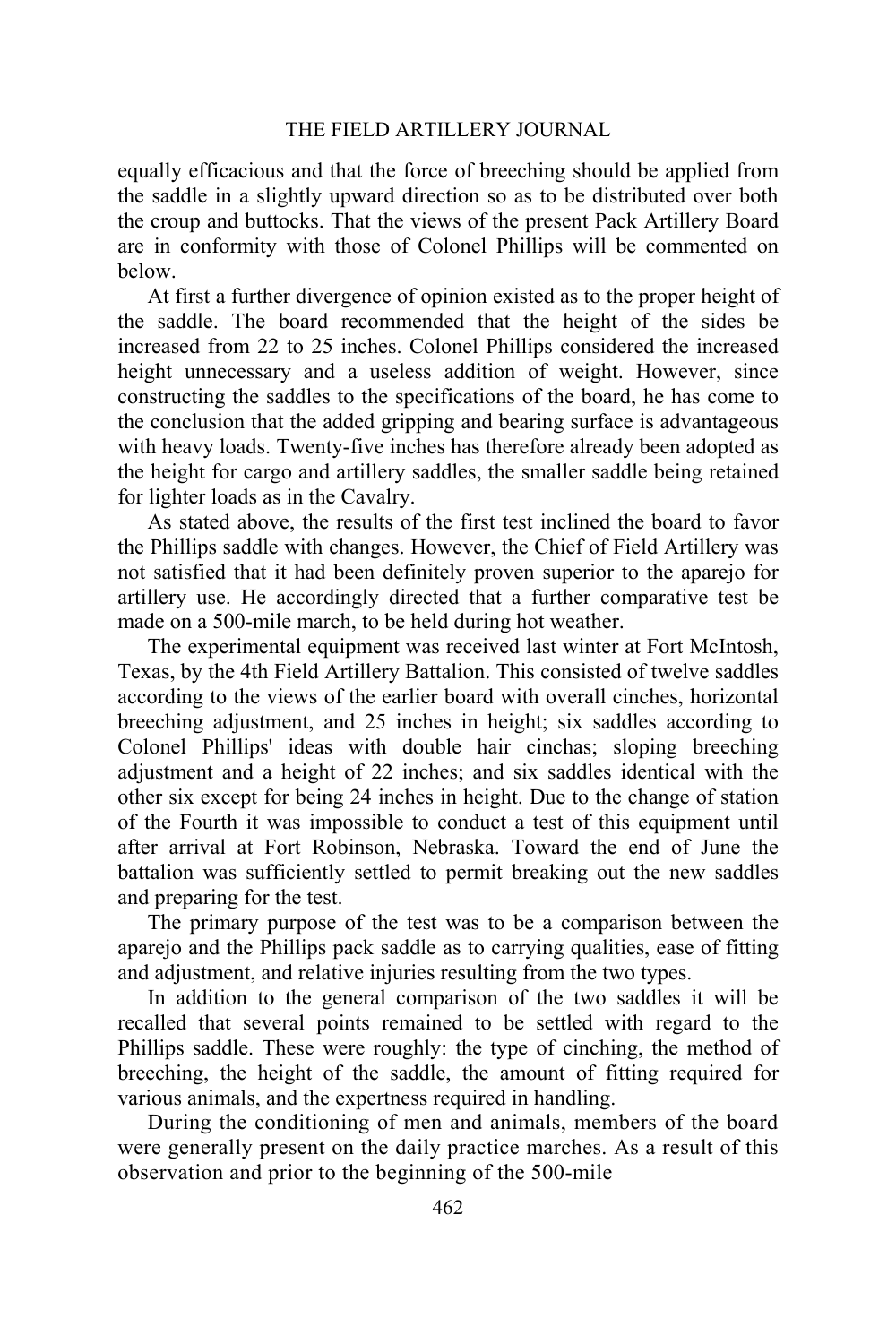equally efficacious and that the force of breeching should be applied from the saddle in a slightly upward direction so as to be distributed over both the croup and buttocks. That the views of the present Pack Artillery Board are in conformity with those of Colonel Phillips will be commented on below.

At first a further divergence of opinion existed as to the proper height of the saddle. The board recommended that the height of the sides be increased from 22 to 25 inches. Colonel Phillips considered the increased height unnecessary and a useless addition of weight. However, since constructing the saddles to the specifications of the board, he has come to the conclusion that the added gripping and bearing surface is advantageous with heavy loads. Twenty-five inches has therefore already been adopted as the height for cargo and artillery saddles, the smaller saddle being retained for lighter loads as in the Cavalry.

As stated above, the results of the first test inclined the board to favor the Phillips saddle with changes. However, the Chief of Field Artillery was not satisfied that it had been definitely proven superior to the aparejo for artillery use. He accordingly directed that a further comparative test be made on a 500-mile march, to be held during hot weather.

The experimental equipment was received last winter at Fort McIntosh, Texas, by the 4th Field Artillery Battalion. This consisted of twelve saddles according to the views of the earlier board with overall cinches, horizontal breeching adjustment, and 25 inches in height; six saddles according to Colonel Phillips' ideas with double hair cinchas; sloping breeching adjustment and a height of 22 inches; and six saddles identical with the other six except for being 24 inches in height. Due to the change of station of the Fourth it was impossible to conduct a test of this equipment until after arrival at Fort Robinson, Nebraska. Toward the end of June the battalion was sufficiently settled to permit breaking out the new saddles and preparing for the test.

The primary purpose of the test was to be a comparison between the aparejo and the Phillips pack saddle as to carrying qualities, ease of fitting and adjustment, and relative injuries resulting from the two types.

In addition to the general comparison of the two saddles it will be recalled that several points remained to be settled with regard to the Phillips saddle. These were roughly: the type of cinching, the method of breeching, the height of the saddle, the amount of fitting required for various animals, and the expertness required in handling.

During the conditioning of men and animals, members of the board were generally present on the daily practice marches. As a result of this observation and prior to the beginning of the 500-mile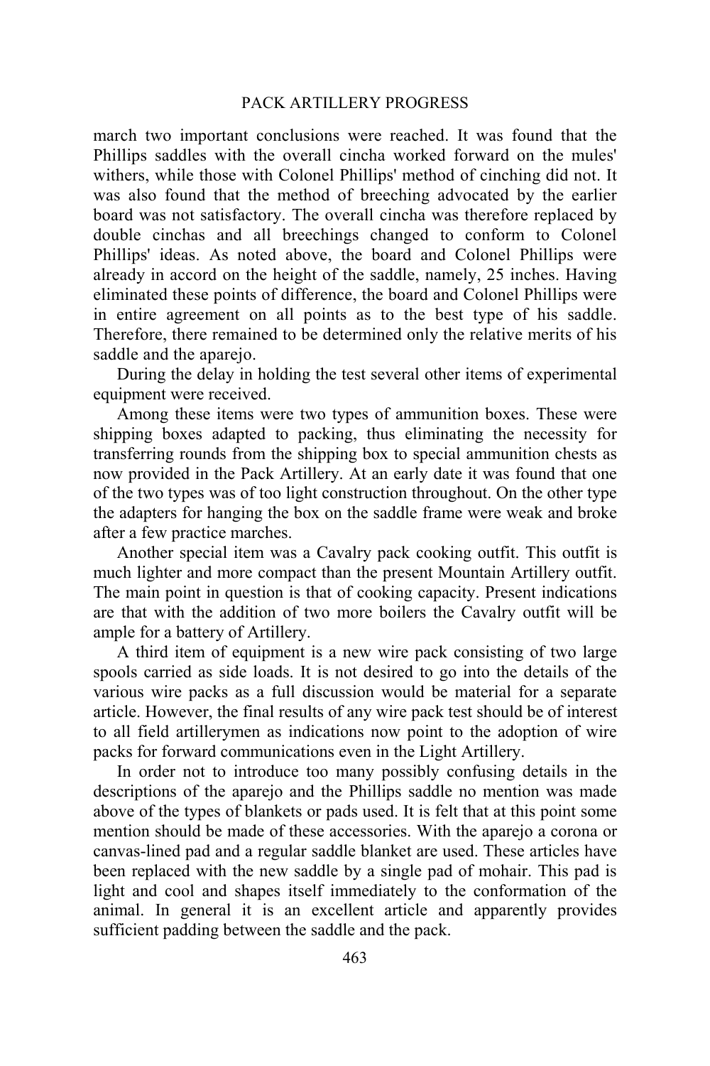march two important conclusions were reached. It was found that the Phillips saddles with the overall cincha worked forward on the mules' withers, while those with Colonel Phillips' method of cinching did not. It was also found that the method of breeching advocated by the earlier board was not satisfactory. The overall cincha was therefore replaced by double cinchas and all breechings changed to conform to Colonel Phillips' ideas. As noted above, the board and Colonel Phillips were already in accord on the height of the saddle, namely, 25 inches. Having eliminated these points of difference, the board and Colonel Phillips were in entire agreement on all points as to the best type of his saddle. Therefore, there remained to be determined only the relative merits of his saddle and the aparejo.

During the delay in holding the test several other items of experimental equipment were received.

Among these items were two types of ammunition boxes. These were shipping boxes adapted to packing, thus eliminating the necessity for transferring rounds from the shipping box to special ammunition chests as now provided in the Pack Artillery. At an early date it was found that one of the two types was of too light construction throughout. On the other type the adapters for hanging the box on the saddle frame were weak and broke after a few practice marches.

Another special item was a Cavalry pack cooking outfit. This outfit is much lighter and more compact than the present Mountain Artillery outfit. The main point in question is that of cooking capacity. Present indications are that with the addition of two more boilers the Cavalry outfit will be ample for a battery of Artillery.

A third item of equipment is a new wire pack consisting of two large spools carried as side loads. It is not desired to go into the details of the various wire packs as a full discussion would be material for a separate article. However, the final results of any wire pack test should be of interest to all field artillerymen as indications now point to the adoption of wire packs for forward communications even in the Light Artillery.

In order not to introduce too many possibly confusing details in the descriptions of the aparejo and the Phillips saddle no mention was made above of the types of blankets or pads used. It is felt that at this point some mention should be made of these accessories. With the aparejo a corona or canvas-lined pad and a regular saddle blanket are used. These articles have been replaced with the new saddle by a single pad of mohair. This pad is light and cool and shapes itself immediately to the conformation of the animal. In general it is an excellent article and apparently provides sufficient padding between the saddle and the pack.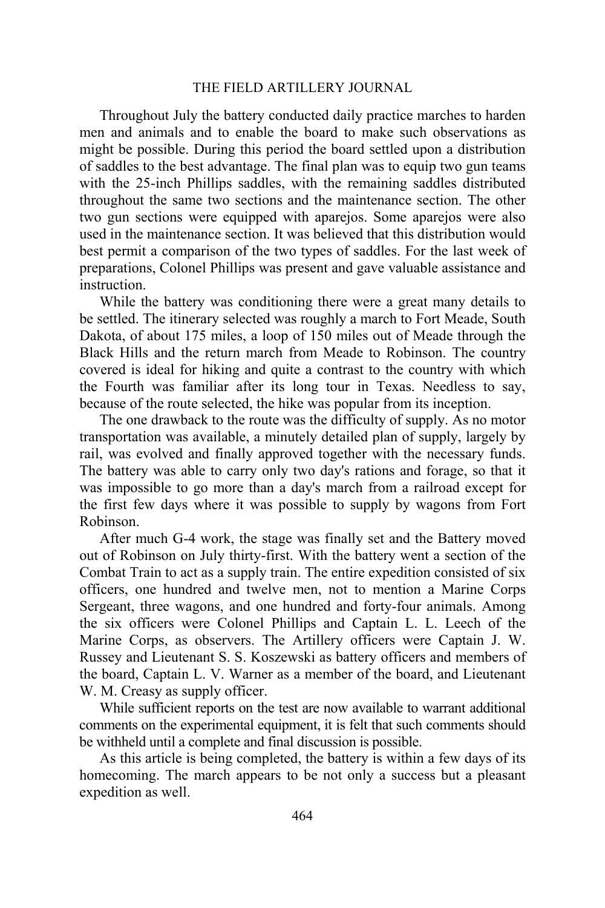Throughout July the battery conducted daily practice marches to harden men and animals and to enable the board to make such observations as might be possible. During this period the board settled upon a distribution of saddles to the best advantage. The final plan was to equip two gun teams with the 25-inch Phillips saddles, with the remaining saddles distributed throughout the same two sections and the maintenance section. The other two gun sections were equipped with aparejos. Some aparejos were also used in the maintenance section. It was believed that this distribution would best permit a comparison of the two types of saddles. For the last week of preparations, Colonel Phillips was present and gave valuable assistance and instruction.

While the battery was conditioning there were a great many details to be settled. The itinerary selected was roughly a march to Fort Meade, South Dakota, of about 175 miles, a loop of 150 miles out of Meade through the Black Hills and the return march from Meade to Robinson. The country covered is ideal for hiking and quite a contrast to the country with which the Fourth was familiar after its long tour in Texas. Needless to say, because of the route selected, the hike was popular from its inception.

The one drawback to the route was the difficulty of supply. As no motor transportation was available, a minutely detailed plan of supply, largely by rail, was evolved and finally approved together with the necessary funds. The battery was able to carry only two day's rations and forage, so that it was impossible to go more than a day's march from a railroad except for the first few days where it was possible to supply by wagons from Fort Robinson.

After much G-4 work, the stage was finally set and the Battery moved out of Robinson on July thirty-first. With the battery went a section of the Combat Train to act as a supply train. The entire expedition consisted of six officers, one hundred and twelve men, not to mention a Marine Corps Sergeant, three wagons, and one hundred and forty-four animals. Among the six officers were Colonel Phillips and Captain L. L. Leech of the Marine Corps, as observers. The Artillery officers were Captain J. W. Russey and Lieutenant S. S. Koszewski as battery officers and members of the board, Captain L. V. Warner as a member of the board, and Lieutenant W. M. Creasy as supply officer.

While sufficient reports on the test are now available to warrant additional comments on the experimental equipment, it is felt that such comments should be withheld until a complete and final discussion is possible.

As this article is being completed, the battery is within a few days of its homecoming. The march appears to be not only a success but a pleasant expedition as well.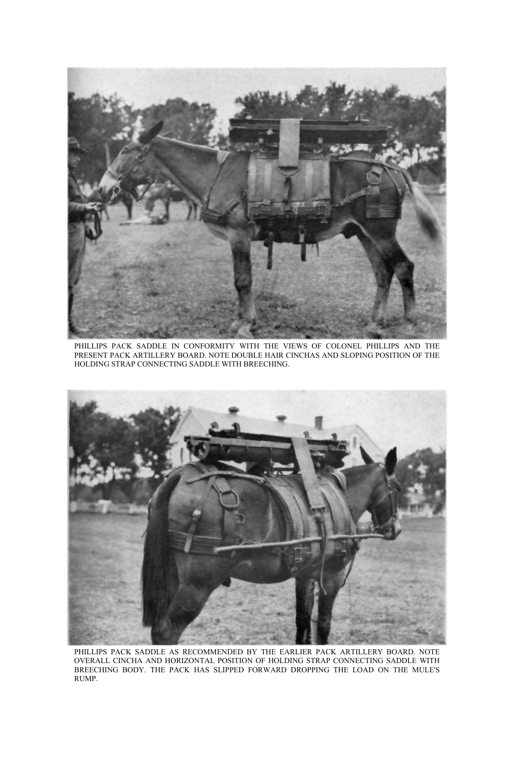PHILLIPS PACK SADDLE IN CONFORMITY WITH THE VIEWS OF COLONEL PHILLIPS AND THE PRESENT PACK ARTILLERY BOARD. NOTE DOUBLE HAIR CINCHAS AND SLOPING POSITION OF THE HOLDING STRAP CONNECTING SADDLE WITH BREECHING.

PHILLIPS PACK SADDLE AS RECOMMENDED BY THE EARLIER PACK ARTILLERY BOARD. NOTE OVERALL CINCHA AND HORIZONTAL POSITION OF HOLDING STRAP CONNECTING SADDLE WITH BREECHING BODY. THE PACK HAS SLIPPED FORWARD DROPPING THE LOAD ON THE MULE'S RUMP.